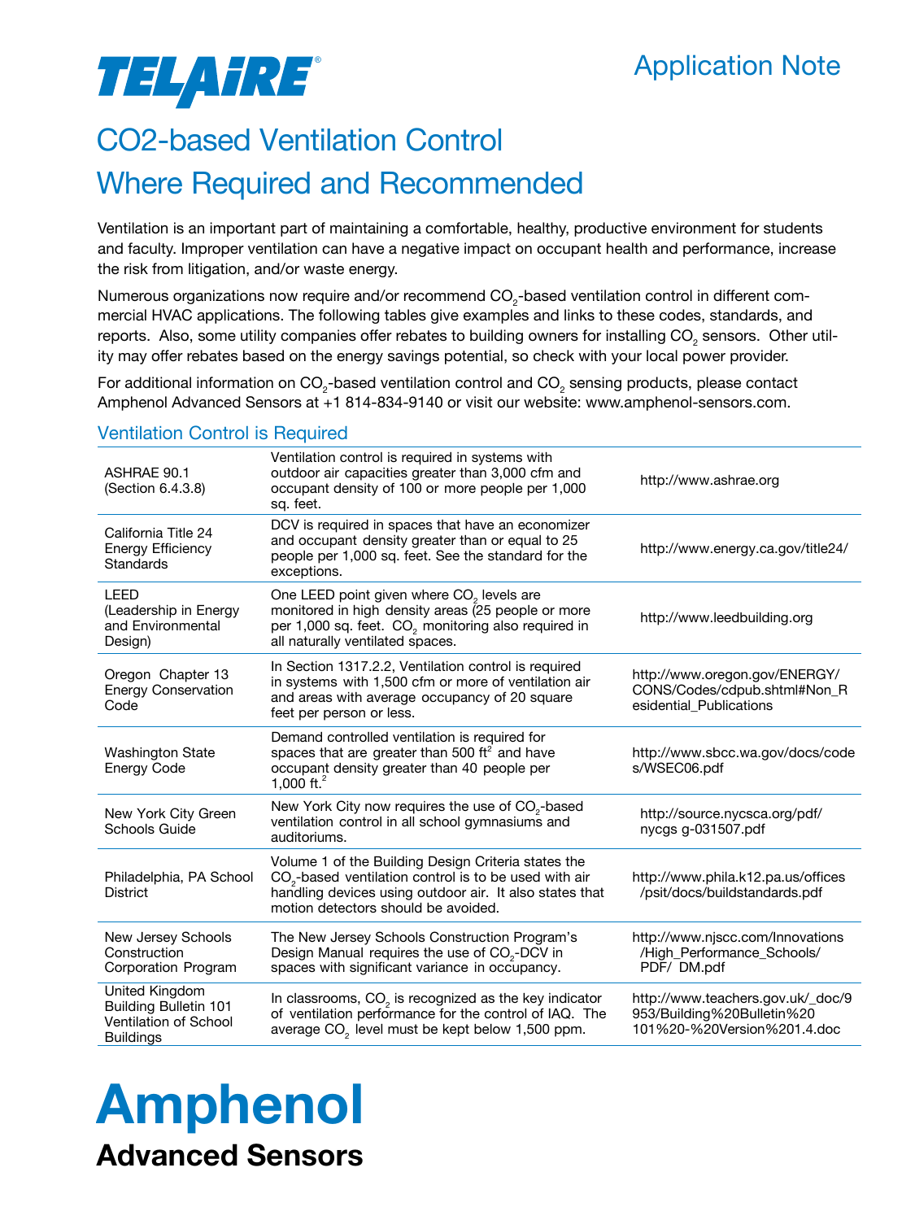TELAIRE®

Application Note

# CO2-based Ventilation Control
# Where Required and Recommended

Ventilation is an important part of maintaining a comfortable, healthy, productive environment for students and faculty. Improper ventilation can have a negative impact on occupant health and performance, increase the risk from litigation, and/or waste energy.

Numerous organizations now require and/or recommend $CO_2$-based ventilation control in different commercial HVAC applications. The following tables give examples and links to these codes, standards, and reports. Also, some utility companies offer rebates to building owners for installing $CO_2$ sensors. Other utility may offer rebates based on the energy savings potential, so check with your local power provider.

For additional information on $CO_2$-based ventilation control and $CO_2$ sensing products, please contact Amphenol Advanced Sensors at +1 814-834-9140 or visit our website: www.amphenol-sensors.com.

## Ventilation Control is Required

| | | |
|---|---|---|
| ASHRAE 90.1 (Section 6.4.3.8) | Ventilation control is required in systems with outdoor air capacities greater than 3,000 cfm and occupant density of 100 or more people per 1,000 sq. feet. | http://www.ashrae.org |
| California Title 24 Energy Efficiency Standards | DCV is required in spaces that have an economizer and occupant density greater than or equal to 25 people per 1,000 sq. feet. See the standard for the exceptions. | http://www.energy.ca.gov/title24/ |
| LEED (Leadership in Energy and Environmental Design) | One LEED point given where $CO_2$ levels are monitored in high density areas (25 people or more per 1,000 sq. feet. $CO_2$ monitoring also required in all naturally ventilated spaces. | http://www.leedbuilding.org |
| Oregon Chapter 13 Energy Conservation Code | In Section 1317.2.2, Ventilation control is required in systems with 1,500 cfm or more of ventilation air and areas with average occupancy of 20 square feet per person or less. | http://www.oregon.gov/ENERGY/CONS/Codes/cdpub.shtml#Non_Residential_Publications |
| Washington State Energy Code | Demand controlled ventilation is required for spaces that are greater than 500 $ft^2$ and have occupant density greater than 40 people per 1,000 $ft.^2$ | http://www.sbcc.wa.gov/docs/codes/WSEC06.pdf |
| New York City Green Schools Guide | New York City now requires the use of $CO_2$-based ventilation control in all school gymnasiums and auditoriums. | http://source.nycsca.org/pdf/nycgs g-031507.pdf |
| Philadelphia, PA School District | Volume 1 of the Building Design Criteria states the $CO_2$-based ventilation control is to be used with air handling devices using outdoor air. It also states that motion detectors should be avoided. | http://www.phila.k12.pa.us/offices/psit/docs/buildstandards.pdf |
| New Jersey Schools Construction Corporation Program | The New Jersey Schools Construction Program's Design Manual requires the use of $CO_2$-DCV in spaces with significant variance in occupancy. | http://www.njscc.com/Innovations/High_Performance_Schools/PDF/ DM.pdf |
| United Kingdom Building Bulletin 101 Ventilation of School Buildings | In classrooms, $CO_2$ is recognized as the key indicator of ventilation performance for the control of IAQ. The average $CO_2$ level must be kept below 1,500 ppm. | http://www.teachers.gov.uk/_doc/9953/Building%20Bulletin%20101%20-%20Version%201.4.doc |

**Amphenol**
**Advanced Sensors**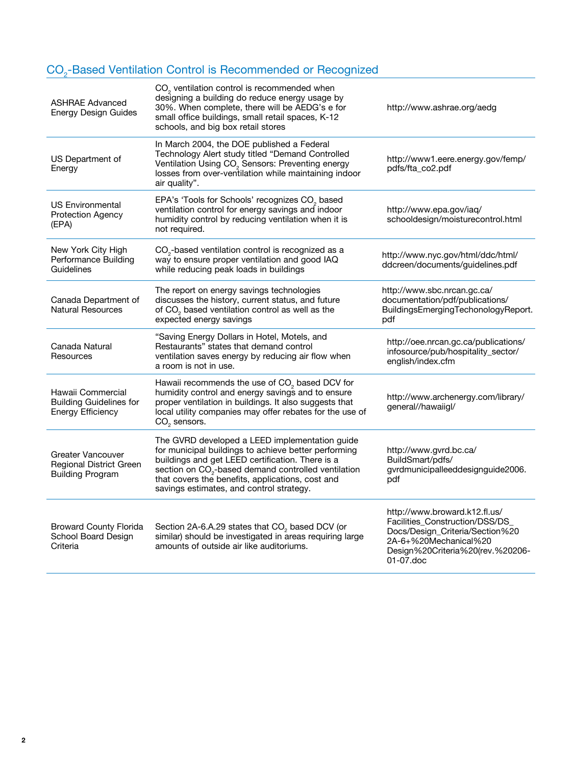## $CO_2$-Based Ventilation Control is Recommended or Recognized

| | | |
|---|---|---|
| ASHRAE Advanced Energy Design Guides | $CO_2$ ventilation control is recommended when designing a building do reduce energy usage by 30%. When complete, there will be AEDG's e for small office buildings, small retail spaces, K-12 schools, and big box retail stores | http://www.ashrae.org/aedg |
| US Department of Energy | In March 2004, the DOE published a Federal Technology Alert study titled "Demand Controlled Ventilation Using $CO_2$ Sensors: Preventing energy losses from over-ventilation while maintaining indoor air quality". | http://www1.eere.energy.gov/femp/pdfs/fta_co2.pdf |
| US Environmental Protection Agency (EPA) | EPA's 'Tools for Schools' recognizes $CO_2$ based ventilation control for energy savings and indoor humidity control by reducing ventilation when it is not required. | http://www.epa.gov/iaq/schooldesign/moisturecontrol.html |
| New York City High Performance Building Guidelines | $CO_2$-based ventilation control is recognized as a way to ensure proper ventilation and good IAQ while reducing peak loads in buildings | http://www.nyc.gov/html/ddc/html/ddcreen/documents/guidelines.pdf |
| Canada Department of Natural Resources | The report on energy savings technologies discusses the history, current status, and future of $CO_2$ based ventilation control as well as the expected energy savings | http://www.sbc.nrcan.gc.ca/documentation/pdf/publications/BuildingsEmergingTechonologyReport.pdf |
| Canada Natural Resources | "Saving Energy Dollars in Hotel, Motels, and Restaurants" states that demand control ventilation saves energy by reducing air flow when a room is not in use. | http://oee.nrcan.gc.ca/publications/infosource/pub/hospitality_sector/english/index.cfm |
| Hawaii Commercial Building Guidelines for Energy Efficiency | Hawaii recommends the use of $CO_2$ based DCV for humidity control and energy savings and to ensure proper ventilation in buildings. It also suggests that local utility companies may offer rebates for the use of $CO_2$ sensors. | http://www.archenergy.com/library/general//hawaiigl/ |
| Greater Vancouver Regional District Green Building Program | The GVRD developed a LEED implementation guide for municipal buildings to achieve better performing buildings and get LEED certification. There is a section on $CO_2$-based demand controlled ventilation that covers the benefits, applications, cost and savings estimates, and control strategy. | http://www.gvrd.bc.ca/BuildSmart/pdfs/gvrdmunicipalleeddesignguide2006.pdf |
| Broward County Florida School Board Design Criteria | Section 2A-6.A.29 states that $CO_2$ based DCV (or similar) should be investigated in areas requiring large amounts of outside air like auditoriums. | http://www.broward.k12.fl.us/Facilities_Construction/DSS/DS_Docs/Design_Criteria/Section%202A-6+%20Mechanical%20Design%20Criteria%20(rev.%20206-01-07.doc |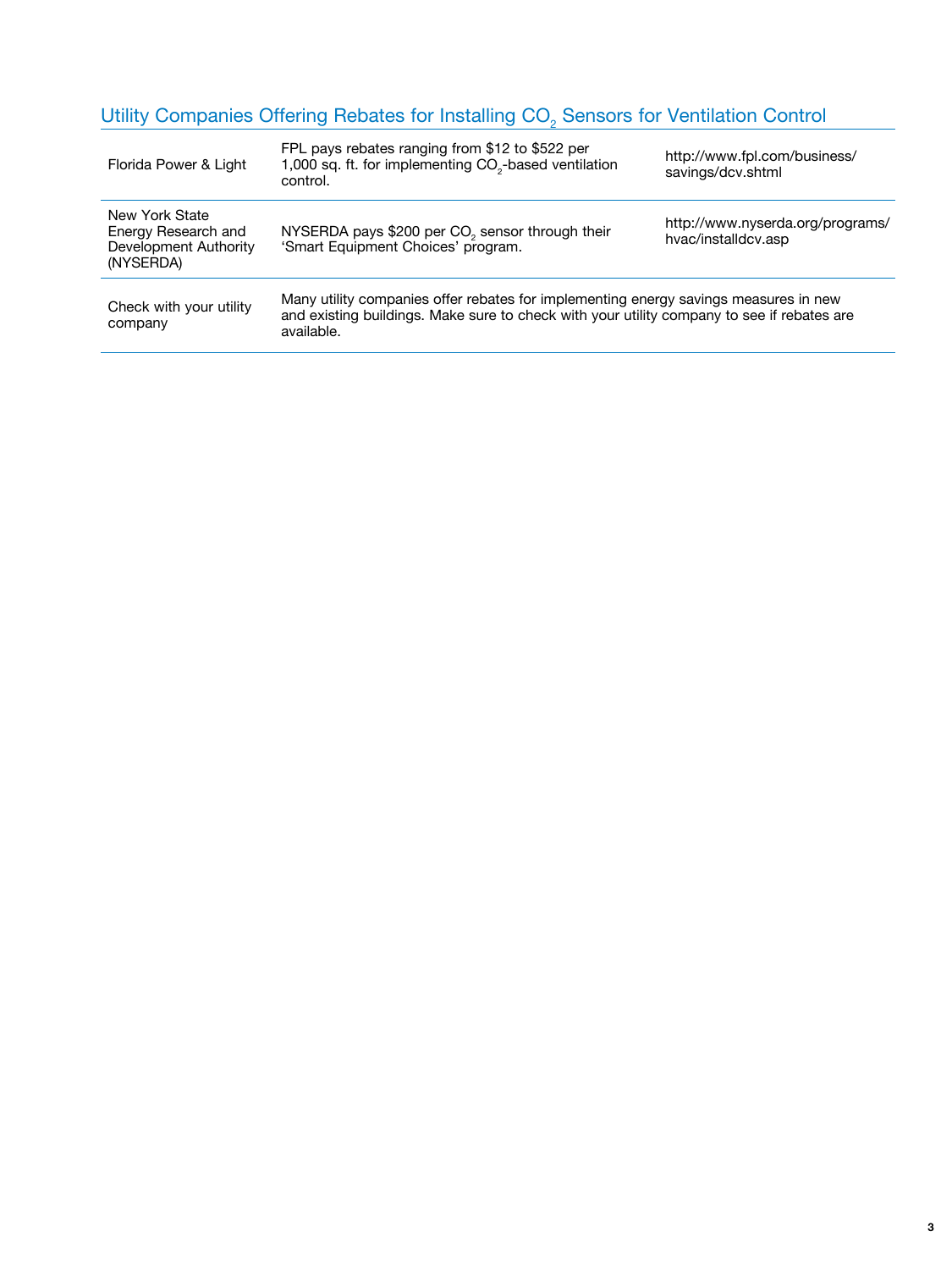## Utility Companies Offering Rebates for Installing $CO_2$ Sensors for Ventilation Control

| | | |
|---|---|---|
| Florida Power & Light | FPL pays rebates ranging from $12 to $522 per 1,000 sq. ft. for implementing $CO_2$-based ventilation control. | http://www.fpl.com/business/savings/dcv.shtml |
| New York State Energy Research and Development Authority (NYSERDA) | NYSERDA pays $200 per $CO_2$ sensor through their 'Smart Equipment Choices' program. | http://www.nyserda.org/programs/hvac/installdcv.asp |
| Check with your utility company | Many utility companies offer rebates for implementing energy savings measures in new and existing buildings. Make sure to check with your utility company to see if rebates are available. | |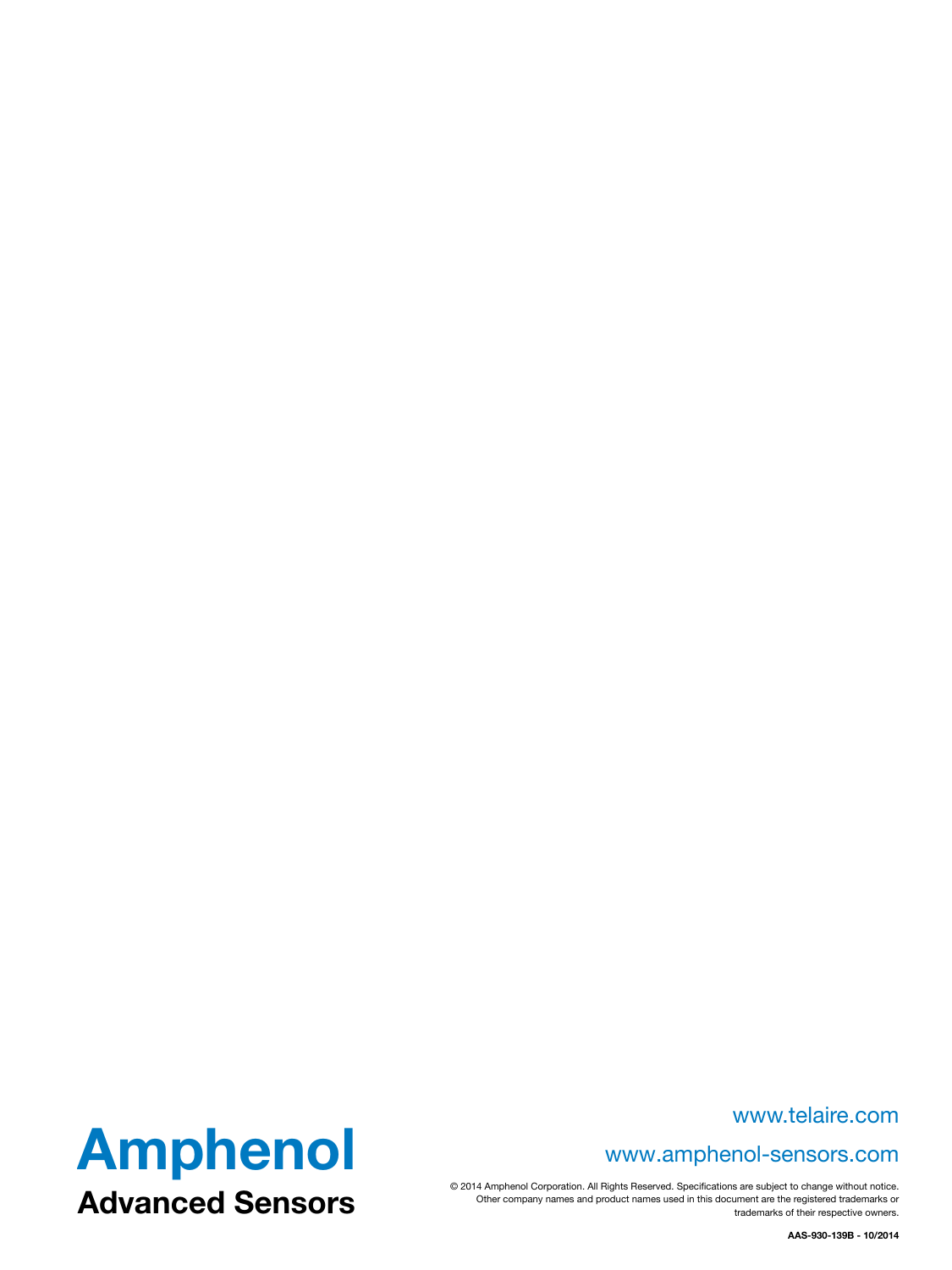**Amphenol**

**Advanced Sensors**

www.telaire.com

www.amphenol-sensors.com

© 2014 Amphenol Corporation. All Rights Reserved. Specifications are subject to change without notice. Other company names and product names used in this document are the registered trademarks or trademarks of their respective owners.

**AAS-930-139B - 10/2014**